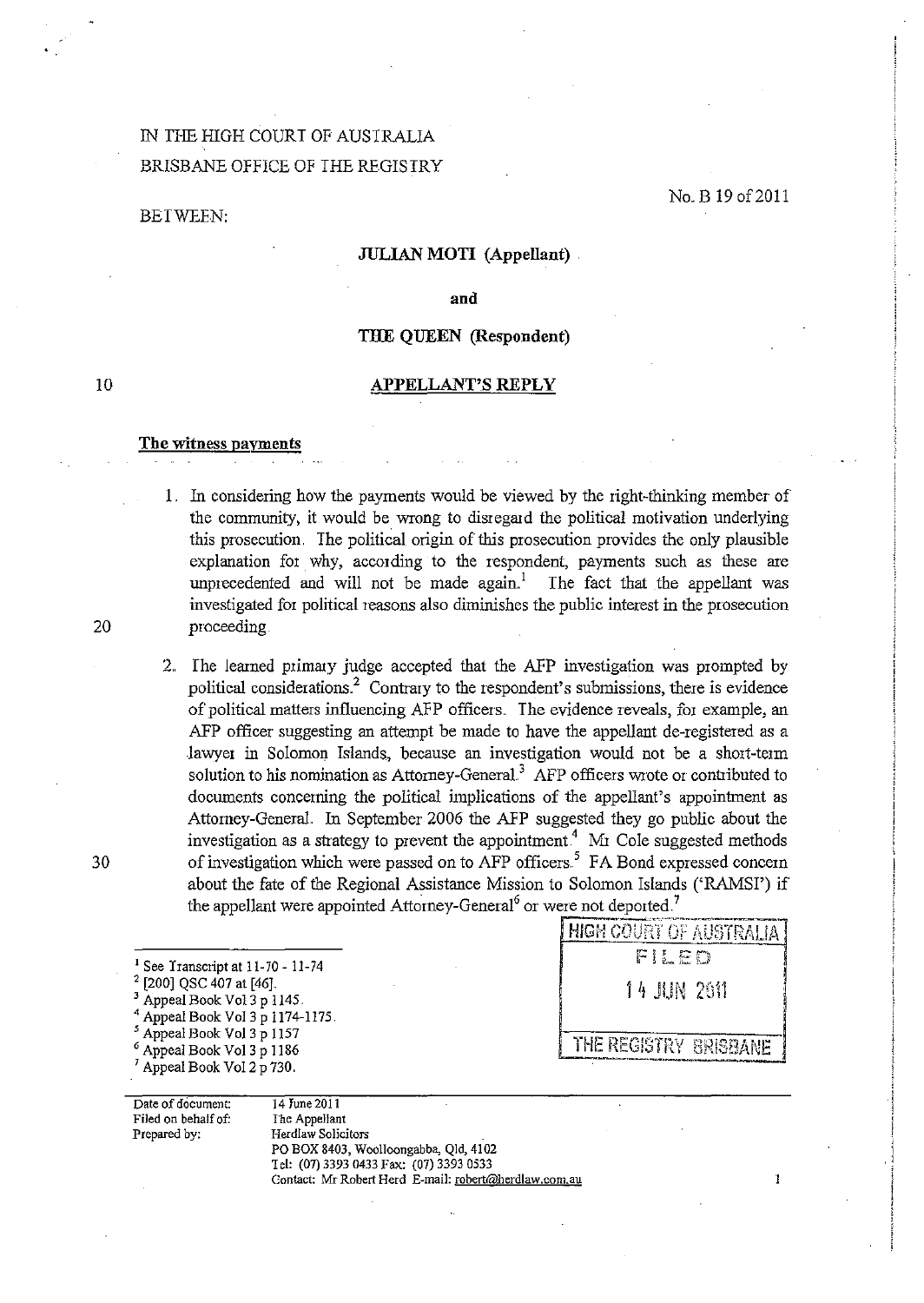IN THE HIGH COURT OF AUSTRALIA
BRISBANE OFFICE OF THE REGISTRY

No. B 19 of 2011

BETWEEN:

**JULIAN MOTI (Appellant)**

**and**

**THE QUEEN (Respondent)**

**APPELLANT'S REPLY**

**The witness payments**

1. In considering how the payments would be viewed by the right-thinking member of the community, it would be wrong to disregard the political motivation underlying this prosecution. The political origin of this prosecution provides the only plausible explanation for why, according to the respondent, payments such as these are unprecedented and will not be made again.[1] The fact that the appellant was investigated for political reasons also diminishes the public interest in the prosecution proceeding.

2. The learned primary judge accepted that the AFP investigation was prompted by political considerations.[2] Contrary to the respondent's submissions, there is evidence of political matters influencing AFP officers. The evidence reveals, for example, an AFP officer suggesting an attempt be made to have the appellant de-registered as a lawyer in Solomon Islands, because an investigation would not be a short-term solution to his nomination as Attorney-General.[3] AFP officers wrote or contributed to documents concerning the political implications of the appellant's appointment as Attorney-General. In September 2006 the AFP suggested they go public about the investigation as a strategy to prevent the appointment.[4] Mr Cole suggested methods of investigation which were passed on to AFP officers.[5] FA Bond expressed concern about the fate of the Regional Assistance Mission to Solomon Islands ('RAMSI') if the appellant were appointed Attorney-General[6] or were not deported.[7]

HIGH COURT OF AUSTRALIA
FILED
14 JUN 2011
THE REGISTRY BRISBANE

[1] See Transcript at 11-70 - 11-74
[2] [200] QSC 407 at [46].
[3] Appeal Book Vol 3 p 1145.
[4] Appeal Book Vol 3 p 1174-1175.
[5] Appeal Book Vol 3 p 1157
[6] Appeal Book Vol 3 p 1186
[7] Appeal Book Vol 2 p 730.

Date of document: 14 June 2011
Filed on behalf of: The Appellant
Prepared by: Herdlaw Solicitors
PO BOX 8403, Woolloongabba, Qld, 4102
Tel: (07) 3393 0433 Fax: (07) 3393 0533
Contact: Mr Robert Herd E-mail: robert@herdlaw.com.au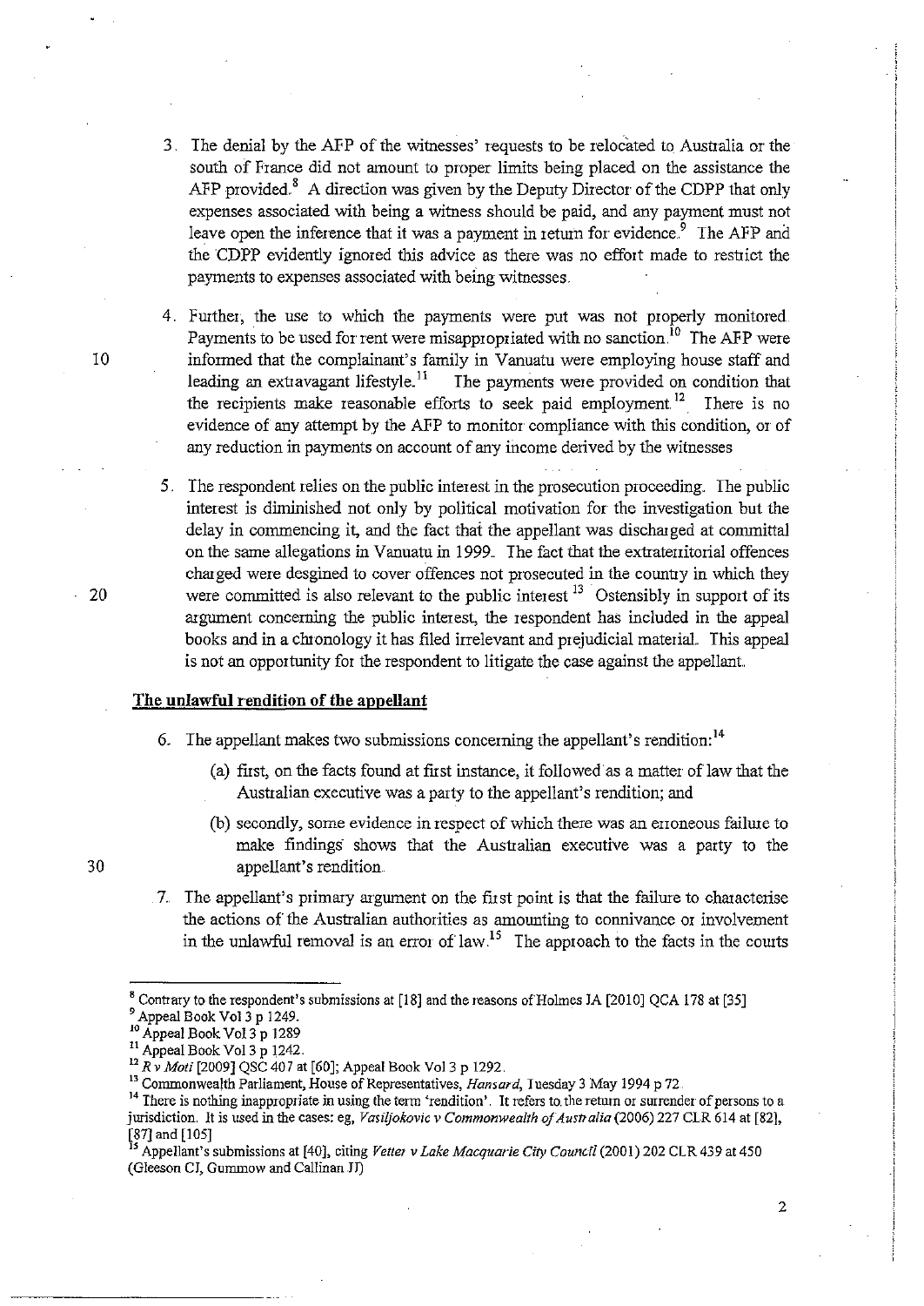3. The denial by the AFP of the witnesses' requests to be relocated to Australia or the south of France did not amount to proper limits being placed on the assistance the AFP provided.[8] A direction was given by the Deputy Director of the CDPP that only expenses associated with being a witness should be paid, and any payment must not leave open the inference that it was a payment in return for evidence.[9] The AFP and the CDPP evidently ignored this advice as there was no effort made to restrict the payments to expenses associated with being witnesses.

4. Further, the use to which the payments were put was not properly monitored. Payments to be used for rent were misappropriated with no sanction.[10] The AFP were informed that the complainant's family in Vanuatu were employing house staff and leading an extravagant lifestyle.[11] The payments were provided on condition that the recipients make reasonable efforts to seek paid employment.[12] There is no evidence of any attempt by the AFP to monitor compliance with this condition, or of any reduction in payments on account of any income derived by the witnesses.

5. The respondent relies on the public interest in the prosecution proceeding. The public interest is diminished not only by political motivation for the investigation but the delay in commencing it, and the fact that the appellant was discharged at committal on the same allegations in Vanuatu in 1999. The fact that the extraterritorial offences charged were desgined to cover offences not prosecuted in the country in which they were committed is also relevant to the public interest.[13] Ostensibly in support of its argument concerning the public interest, the respondent has included in the appeal books and in a chronology it has filed irrelevant and prejudicial material. This appeal is not an opportunity for the respondent to litigate the case against the appellant.

## The unlawful rendition of the appellant

6. The appellant makes two submissions concerning the appellant's rendition:[14]

   (a) first, on the facts found at first instance, it followed as a matter of law that the Australian executive was a party to the appellant's rendition; and

   (b) secondly, some evidence in respect of which there was an erroneous failure to make findings shows that the Australian executive was a party to the appellant's rendition.

7. The appellant's primary argument on the first point is that the failure to characterise the actions of the Australian authorities as amounting to connivance or involvement in the unlawful removal is an error of law.[15] The approach to the facts in the courts

---

[8] Contrary to the respondent's submissions at [18] and the reasons of Holmes JA [2010] QCA 178 at [35]

[9] Appeal Book Vol 3 p 1249.

[10] Appeal Book Vol 3 p 1289

[11] Appeal Book Vol 3 p 1242.

[12] *R v Moti* [2009] QSC 407 at [60]; Appeal Book Vol 3 p 1292.

[13] Commonwealth Parliament, House of Representatives, *Hansard*, Tuesday 3 May 1994 p 72.

[14] There is nothing inappropriate in using the term 'rendition'. It refers to the return or surrender of persons to a jurisdiction. It is used in the cases: eg, *Vasiljokovic v Commonwealth of Australia* (2006) 227 CLR 614 at [82], [87] and [105]

[15] Appellant's submissions at [40], citing *Vetter v Lake Macquarie City Council* (2001) 202 CLR 439 at 450 (Gleeson CJ, Gummow and Callinan JJ)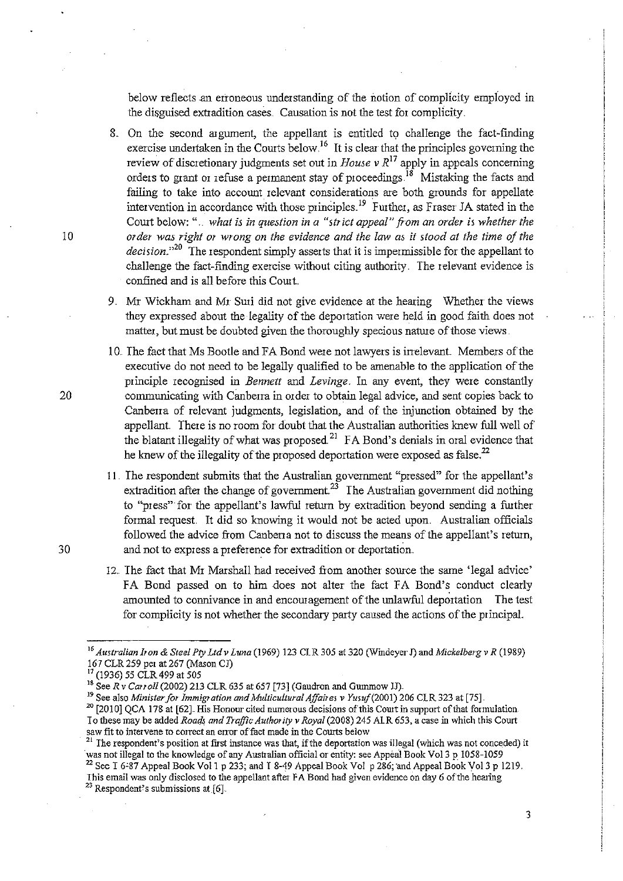below reflects an erroneous understanding of the notion of complicity employed in the disguised extradition cases. Causation is not the test for complicity.

8. On the second argument, the appellant is entitled to challenge the fact-finding exercise undertaken in the Courts below.[16] It is clear that the principles governing the review of discretionary judgments set out in *House v R*[17] apply in appeals concerning orders to grant or refuse a permanent stay of proceedings.[18] Mistaking the facts and failing to take into account relevant considerations are both grounds for appellate intervention in accordance with those principles.[19] Further, as Fraser JA stated in the Court below: "... *what is in question in a "strict appeal" from an order is whether the order was right or wrong on the evidence and the law as it stood at the time of the decision.*"[20] The respondent simply asserts that it is impermissible for the appellant to challenge the fact-finding exercise without citing authority. The relevant evidence is confined and is all before this Court.

9. Mr Wickham and Mr Suri did not give evidence at the hearing. Whether the views they expressed about the legality of the deportation were held in good faith does not matter, but must be doubted given the thoroughly specious nature of those views.

10. The fact that Ms Bootle and FA Bond were not lawyers is irrelevant. Members of the executive do not need to be legally qualified to be amenable to the application of the principle recognised in *Bennett* and *Levinge*. In any event, they were constantly communicating with Canberra in order to obtain legal advice, and sent copies back to Canberra of relevant judgments, legislation, and of the injunction obtained by the appellant. There is no room for doubt that the Australian authorities knew full well of the blatant illegality of what was proposed.[21] FA Bond's denials in oral evidence that he knew of the illegality of the proposed deportation were exposed as false.[22]

11. The respondent submits that the Australian government "pressed" for the appellant's extradition after the change of government.[23] The Australian government did nothing to "press" for the appellant's lawful return by extradition beyond sending a further formal request. It did so knowing it would not be acted upon. Australian officials followed the advice from Canberra not to discuss the means of the appellant's return, and not to express a preference for extradition or deportation.

12. The fact that Mr Marshall had received from another source the same 'legal advice' FA Bond passed on to him does not alter the fact FA Bond's conduct clearly amounted to connivance in and encouragement of the unlawful deportation. The test for complicity is not whether the secondary party caused the actions of the principal.

---

[16] *Australian Iron & Steel Pty Ltd v Luna* (1969) 123 CLR 305 at 320 (Windeyer J) and *Mickelberg v R* (1989) 167 CLR 259 per at 267 (Mason CJ)

[17] (1936) 55 CLR 499 at 505

[18] See *R v Carroll* (2002) 213 CLR 635 at 657 [73] (Gaudron and Gummow JJ).

[19] See also *Minister for Immigration and Multicultural Affaires v Yusuf* (2001) 206 CLR 323 at [75].

[20] [2010] QCA 178 at [62]. His Honour cited numerous decisions of this Court in support of that formulation. To these may be added *Roads and Traffic Authority v Royal* (2008) 245 ALR 653, a case in which this Court saw fit to intervene to correct an error of fact made in the Courts below

[21] The respondent's position at first instance was that, if the deportation was illegal (which was not conceded) it was not illegal to the knowledge of any Australian official or entity: see Appeal Book Vol 3 p 1058-1059

[22] See T 6-87 Appeal Book Vol 1 p 233; and T 8-49 Appeal Book Vol p 286; and Appeal Book Vol 3 p 1219. This email was only disclosed to the appellant after FA Bond had given evidence on day 6 of the hearing

[23] Respondent's submissions at [6].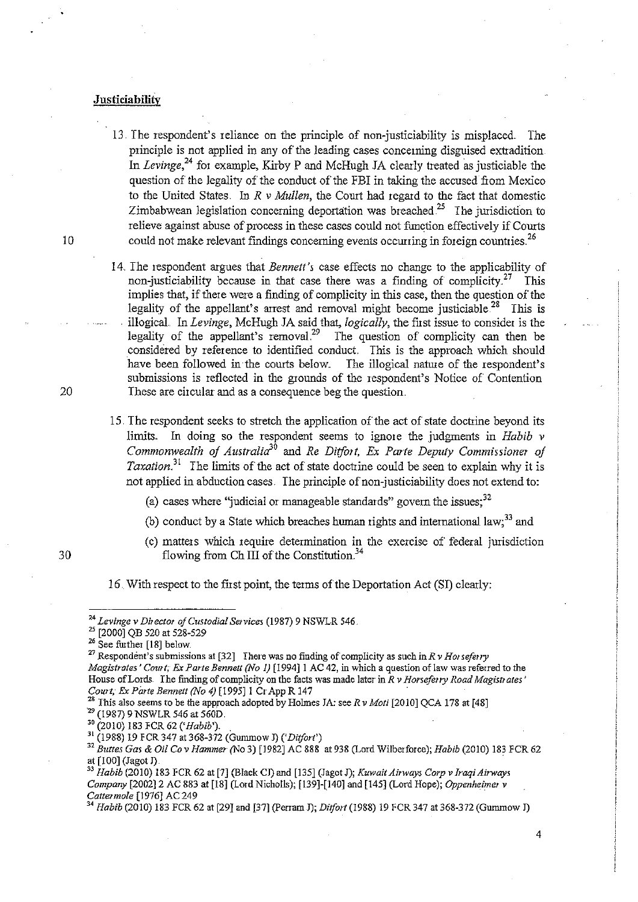## Justiciability

13. The respondent's reliance on the principle of non-justiciability is misplaced. The principle is not applied in any of the leading cases concerning disguised extradition. In *Levinge*,[24] for example, Kirby P and McHugh JA clearly treated as justiciable the question of the legality of the conduct of the FBI in taking the accused from Mexico to the United States. In *R v Mullen*, the Court had regard to the fact that domestic Zimbabwean legislation concerning deportation was breached.[25] The jurisdiction to relieve against abuse of process in these cases could not function effectively if Courts could not make relevant findings concerning events occurring in foreign countries.[26]

14. The respondent argues that *Bennett's* case effects no change to the applicability of non-justiciability because in that case there was a finding of complicity.[27] This implies that, if there were a finding of complicity in this case, then the question of the legality of the appellant's arrest and removal might become justiciable.[28] This is illogical. In *Levinge*, McHugh JA said that, *logically*, the first issue to consider is the legality of the appellant's removal.[29] The question of complicity can then be considered by reference to identified conduct. This is the approach which should have been followed in the courts below. The illogical nature of the respondent's submissions is reflected in the grounds of the respondent's Notice of Contention. These are circular and as a consequence beg the question.

15. The respondent seeks to stretch the application of the act of state doctrine beyond its limits. In doing so the respondent seems to ignore the judgments in *Habib v Commonwealth of Australia*[30] and *Re Ditfort, Ex Parte Deputy Commissioner of Taxation*.[31] The limits of the act of state doctrine could be seen to explain why it is not applied in abduction cases. The principle of non-justiciability does not extend to:

    (a) cases where "judicial or manageable standards" govern the issues;[32]

    (b) conduct by a State which breaches human rights and international law;[33] and

    (c) matters which require determination in the exercise of federal jurisdiction flowing from Ch III of the Constitution.[34]

16. With respect to the first point, the terms of the Deportation Act (SI) clearly:

---

[24] *Levinge v Director of Custodial Services* (1987) 9 NSWLR 546.

[25] [2000] QB 520 at 528-529

[26] See further [18] below.

[27] Respondent's submissions at [32]. There was no finding of complicity as such in *R v Horseferry Magistrates' Court; Ex Parte Bennett (No 1)* [1994] 1 AC 42, in which a question of law was referred to the House of Lords. The finding of complicity on the facts was made later in *R v Horseferry Road Magistrates' Court; Ex Parte Bennett (No 4)* [1995] 1 Cr App R 147

[28] This also seems to be the approach adopted by Holmes JA: see *R v Moti* [2010] QCA 178 at [48]

[29] (1987) 9 NSWLR 546 at 560D.

[30] (2010) 183 FCR 62 ('*Habib*').

[31] (1988) 19 FCR 347 at 368-372 (Gummow J) ('*Ditfort*')

[32] *Buttes Gas & Oil Co v Hammer (No 3)* [1982] AC 888 at 938 (Lord Wilberforce); *Habib* (2010) 183 FCR 62 at [100] (Jagot J).

[33] *Habib* (2010) 183 FCR 62 at [7] (Black CJ) and [135] (Jagot J); *Kuwait Airways Corp v Iraqi Airways Company* [2002] 2 AC 883 at [18] (Lord Nicholls); [139]-[140] and [145] (Lord Hope); *Oppenheimer v Cattermole* [1976] AC 249

[34] *Habib* (2010) 183 FCR 62 at [29] and [37] (Perram J); *Ditfort* (1988) 19 FCR 347 at 368-372 (Gummow J)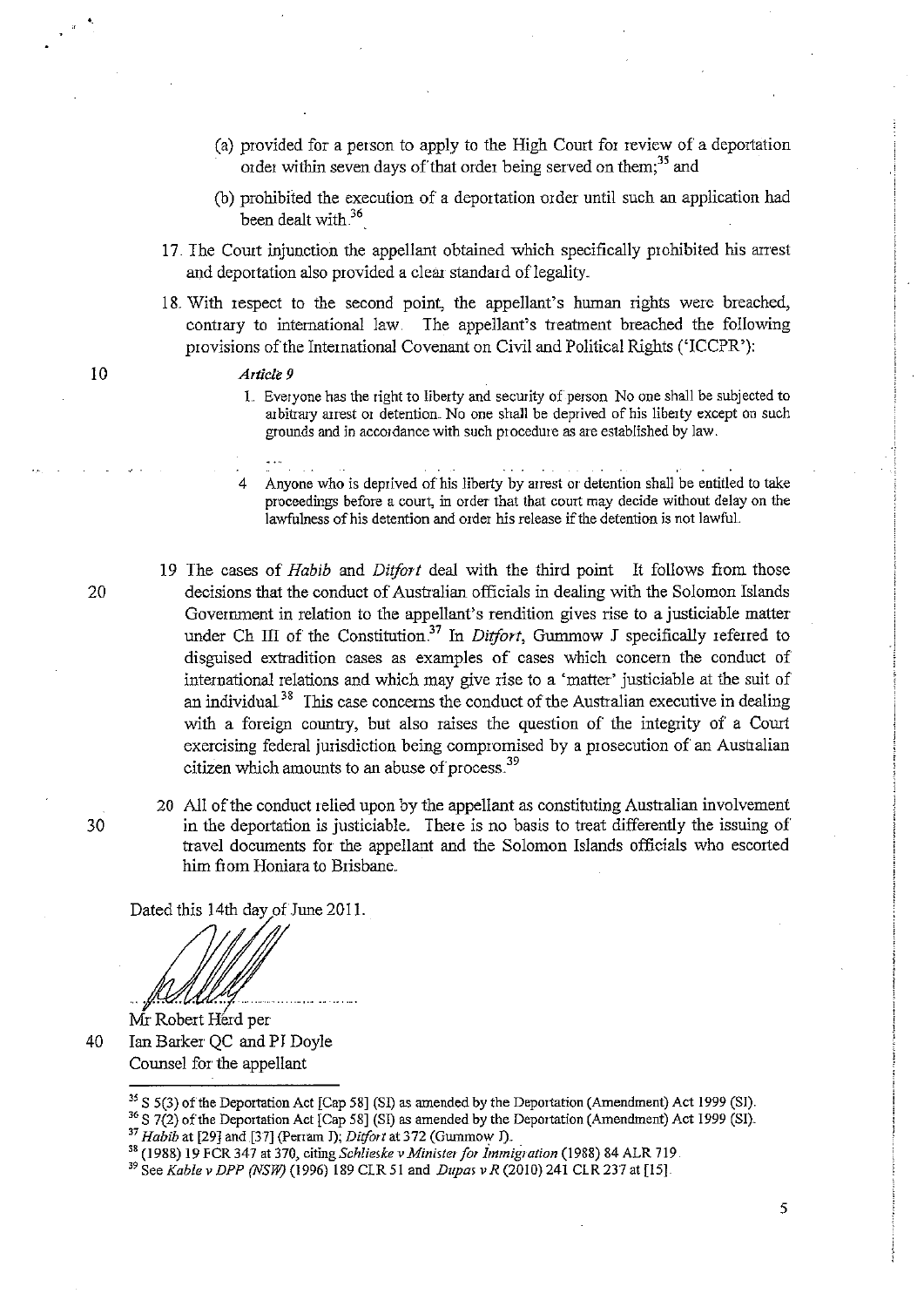(a) provided for a person to apply to the High Court for review of a deportation order within seven days of that order being served on them;[35] and

(b) prohibited the execution of a deportation order until such an application had been dealt with.[36]

17. The Court injunction the appellant obtained which specifically prohibited his arrest and deportation also provided a clear standard of legality.

18. With respect to the second point, the appellant's human rights were breached, contrary to international law. The appellant's treatment breached the following provisions of the International Covenant on Civil and Political Rights ('ICCPR'):

*Article 9*

> 1. Everyone has the right to liberty and security of person. No one shall be subjected to arbitrary arrest or detention. No one shall be deprived of his liberty except on such grounds and in accordance with such procedure as are established by law.
>
> ...
>
> 4. Anyone who is deprived of his liberty by arrest or detention shall be entitled to take proceedings before a court, in order that that court may decide without delay on the lawfulness of his detention and order his release if the detention is not lawful.

19. The cases of *Habib* and *Ditfort* deal with the third point. It follows from those decisions that the conduct of Australian officials in dealing with the Solomon Islands Government in relation to the appellant's rendition gives rise to a justiciable matter under Ch III of the Constitution.[37] In *Ditfort*, Gummow J specifically referred to disguised extradition cases as examples of cases which concern the conduct of international relations and which may give rise to a 'matter' justiciable at the suit of an individual.[38] This case concerns the conduct of the Australian executive in dealing with a foreign country, but also raises the question of the integrity of a Court exercising federal jurisdiction being compromised by a prosecution of an Australian citizen which amounts to an abuse of process.[39]

20. All of the conduct relied upon by the appellant as constituting Australian involvement in the deportation is justiciable. There is no basis to treat differently the issuing of travel documents for the appellant and the Solomon Islands officials who escorted him from Honiara to Brisbane.

Dated this 14th day of June 2011.

Mr Robert Herd per
Ian Barker QC and PJ Doyle
Counsel for the appellant

---

[35] S 5(3) of the Deportation Act [Cap 58] (SI) as amended by the Deportation (Amendment) Act 1999 (SI).

[36] S 7(2) of the Deportation Act [Cap 58] (SI) as amended by the Deportation (Amendment) Act 1999 (SI).

[37] *Habib* at [29] and [37] (Perram J); *Ditfort* at 372 (Gummow J).

[38] (1988) 19 FCR 347 at 370, citing *Schlieske v Minister for Immigration* (1988) 84 ALR 719.

[39] See *Kable v DPP (NSW)* (1996) 189 CLR 51 and *Dupas v R* (2010) 241 CLR 237 at [15].